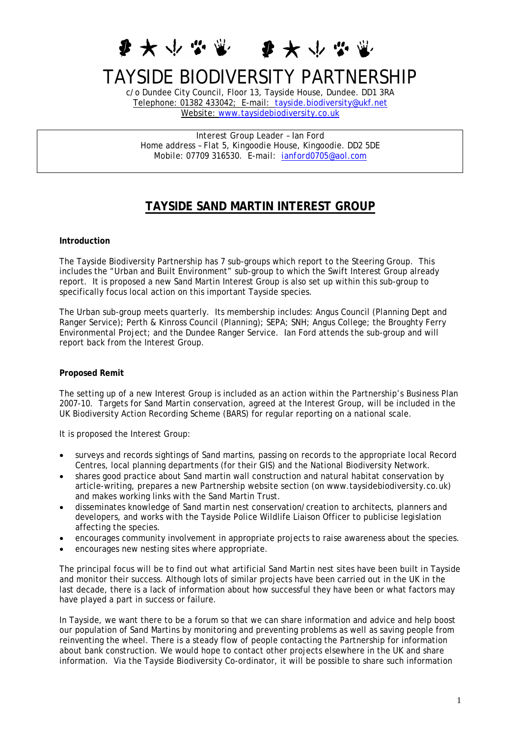# TAYSIDE BIODIVERSITY PARTNERSHIP

c/o Dundee City Council, Floor 13, Tayside House, Dundee. DD1 3RA
Telephone: 01382 433042; E-mail: tayside.biodiversity@ukf.net
Website: www.taysidebiodiversity.co.uk

Interest Group Leader – Ian Ford
Home address – Flat 5, Kingoodie House, Kingoodie. DD2 5DE
Mobile: 07709 316530. E-mail: ianford0705@aol.com

## TAYSIDE SAND MARTIN INTEREST GROUP

**Introduction**

The Tayside Biodiversity Partnership has 7 sub-groups which report to the Steering Group. This includes the "Urban and Built Environment" sub-group to which the Swift Interest Group already report. It is proposed a new Sand Martin Interest Group is also set up within this sub-group to specifically focus local action on this important Tayside species.

The Urban sub-group meets quarterly. Its membership includes: Angus Council (Planning Dept and Ranger Service); Perth & Kinross Council (Planning); SEPA; SNH; Angus College; the Broughty Ferry Environmental Project; and the Dundee Ranger Service. Ian Ford attends the sub-group and will report back from the Interest Group.

**Proposed Remit**

The setting up of a new Interest Group is included as an action within the Partnership's Business Plan 2007-10. Targets for Sand Martin conservation, agreed at the Interest Group, will be included in the UK Biodiversity Action Recording Scheme (BARS) for regular reporting on a national scale.

It is proposed the Interest Group:

- surveys and records sightings of Sand martins, passing on records to the appropriate local Record Centres, local planning departments (for their GIS) and the National Biodiversity Network.
- shares good practice about Sand martin wall construction and natural habitat conservation by article-writing, prepares a new Partnership website section (on www.taysidebiodiversity.co.uk) and makes working links with the Sand Martin Trust.
- disseminates knowledge of Sand martin nest conservation/creation to architects, planners and developers, and works with the Tayside Police Wildlife Liaison Officer to publicise legislation affecting the species.
- encourages community involvement in appropriate projects to raise awareness about the species.
- encourages new nesting sites where appropriate.

The principal focus will be to find out what artificial Sand Martin nest sites have been built in Tayside and monitor their success. Although lots of similar projects have been carried out in the UK in the last decade, there is a lack of information about how successful they have been or what factors may have played a part in success or failure.

In Tayside, we want there to be a forum so that we can share information and advice and help boost our population of Sand Martins by monitoring and preventing problems as well as saving people from reinventing the wheel. There is a steady flow of people contacting the Partnership for information about bank construction. We would hope to contact other projects elsewhere in the UK and share information. Via the Tayside Biodiversity Co-ordinator, it will be possible to share such information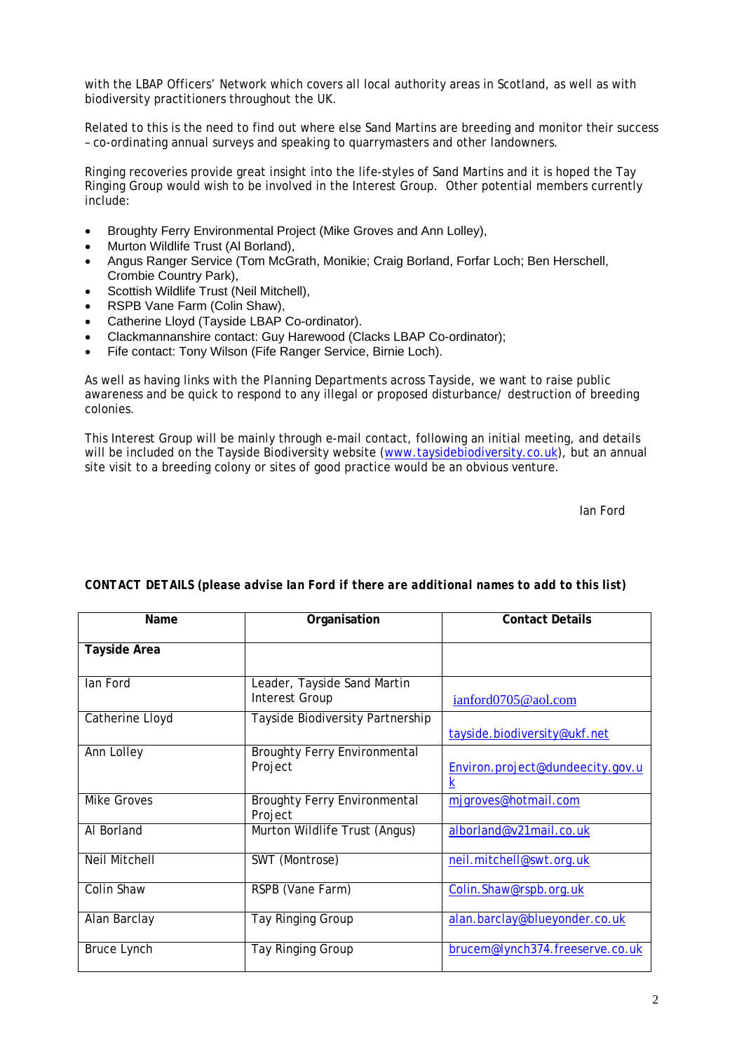with the LBAP Officers' Network which covers all local authority areas in Scotland, as well as with biodiversity practitioners throughout the UK.

Related to this is the need to find out where else Sand Martins are breeding and monitor their success – co-ordinating annual surveys and speaking to quarrymasters and other landowners.

Ringing recoveries provide great insight into the life-styles of Sand Martins and it is hoped the Tay Ringing Group would wish to be involved in the Interest Group. Other potential members currently include:

- Broughty Ferry Environmental Project (Mike Groves and Ann Lolley),
- Murton Wildlife Trust (Al Borland),
- Angus Ranger Service (Tom McGrath, Monikie; Craig Borland, Forfar Loch; Ben Herschell, Crombie Country Park),
- Scottish Wildlife Trust (Neil Mitchell),
- RSPB Vane Farm (Colin Shaw),
- Catherine Lloyd (Tayside LBAP Co-ordinator).
- Clackmannanshire contact: Guy Harewood (Clacks LBAP Co-ordinator);
- Fife contact: Tony Wilson (Fife Ranger Service, Birnie Loch).

As well as having links with the Planning Departments across Tayside, we want to raise public awareness and be quick to respond to any illegal or proposed disturbance/ destruction of breeding colonies.

This Interest Group will be mainly through e-mail contact, following an initial meeting, and details will be included on the Tayside Biodiversity website (www.taysidebiodiversity.co.uk), but an annual site visit to a breeding colony or sites of good practice would be an obvious venture.

Ian Ford

**CONTACT DETAILS *(please advise Ian Ford if there are additional names to add to this list)***

| Name | Organisation | Contact Details |
|---|---|---|
| **Tayside Area** | | |
| Ian Ford | Leader, Tayside Sand Martin Interest Group | ianford0705@aol.com |
| Catherine Lloyd | Tayside Biodiversity Partnership | tayside.biodiversity@ukf.net |
| Ann Lolley | Broughty Ferry Environmental Project | Environ.project@dundeecity.gov.uk |
| Mike Groves | Broughty Ferry Environmental Project | mjgroves@hotmail.com |
| Al Borland | Murton Wildlife Trust (Angus) | alborland@v21mail.co.uk |
| Neil Mitchell | SWT (Montrose) | neil.mitchell@swt.org.uk |
| Colin Shaw | RSPB (Vane Farm) | Colin.Shaw@rspb.org.uk |
| Alan Barclay | Tay Ringing Group | alan.barclay@blueyonder.co.uk |
| Bruce Lynch | Tay Ringing Group | brucem@lynch374.freeserve.co.uk |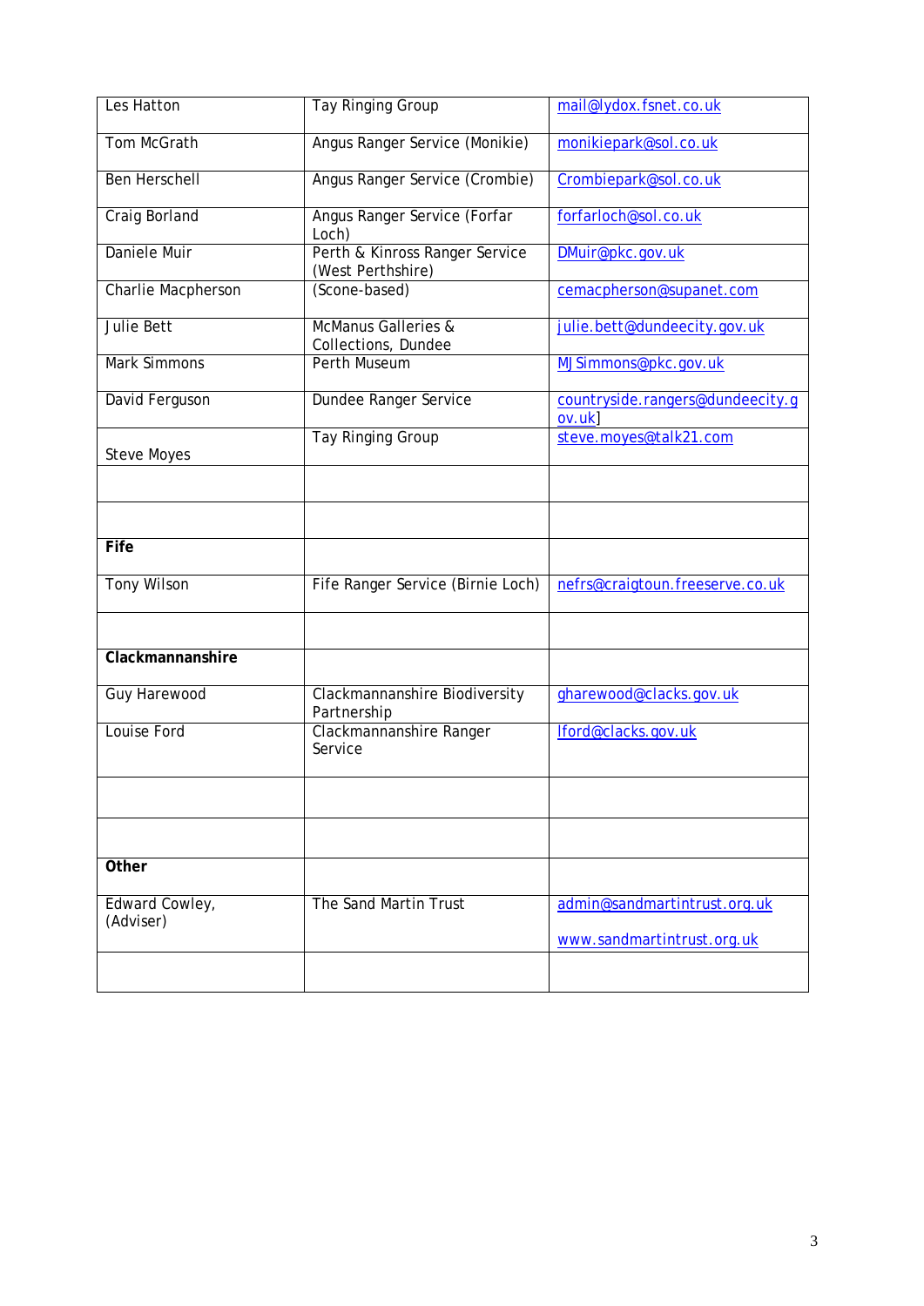| | | |
|---|---|---|
| Les Hatton | Tay Ringing Group | mail@lydox.fsnet.co.uk |
| Tom McGrath | Angus Ranger Service (Monikie) | monikiepark@sol.co.uk |
| Ben Herschell | Angus Ranger Service (Crombie) | Crombiepark@sol.co.uk |
| Craig Borland | Angus Ranger Service (Forfar Loch) | forfarloch@sol.co.uk |
| Daniele Muir | Perth & Kinross Ranger Service (West Perthshire) | DMuir@pkc.gov.uk |
| Charlie Macpherson | (Scone-based) | cemacpherson@supanet.com |
| Julie Bett | McManus Galleries & Collections, Dundee | julie.bett@dundeecity.gov.uk |
| Mark Simmons | Perth Museum | MJSimmons@pkc.gov.uk |
| David Ferguson | Dundee Ranger Service | countryside.rangers@dundeecity.gov.uk] |
| Steve Moyes | Tay Ringing Group | steve.moyes@talk21.com |
| | | |
| | | |
| **Fife** | | |
| Tony Wilson | Fife Ranger Service (Birnie Loch) | nefrs@craigtoun.freeserve.co.uk |
| | | |
| **Clackmannanshire** | | |
| Guy Harewood | Clackmannanshire Biodiversity Partnership | gharewood@clacks.gov.uk |
| Louise Ford | Clackmannanshire Ranger Service | lford@clacks.gov.uk |
| | | |
| | | |
| **Other** | | |
| Edward Cowley, (Adviser) | The Sand Martin Trust | admin@sandmartintrust.org.uk<br><br>www.sandmartintrust.org.uk |
| | | |